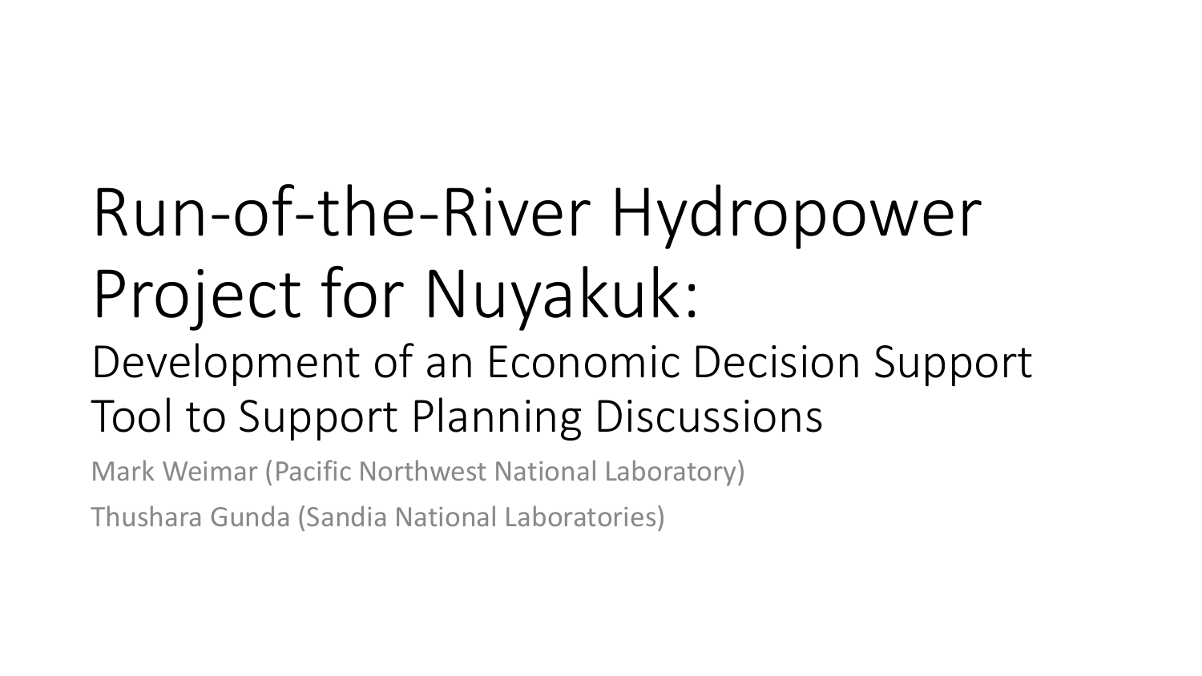# Run-of-the-River Hydropower Project for Nuyakuk:

## Development of an Economic Decision Support Tool to Support Planning Discussions

Mark Weimar (Pacific Northwest National Laboratory)

Thushara Gunda (Sandia National Laboratories)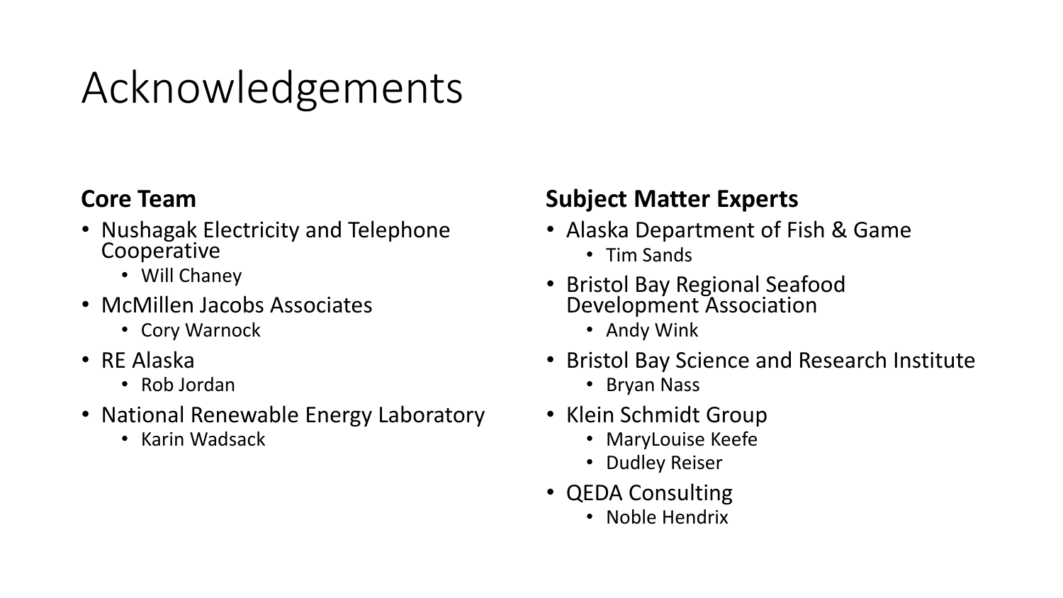# Acknowledgements

**Core Team**

- Nushagak Electricity and Telephone Cooperative
  - Will Chaney
- McMillen Jacobs Associates
  - Cory Warnock
- RE Alaska
  - Rob Jordan
- National Renewable Energy Laboratory
  - Karin Wadsack

**Subject Matter Experts**

- Alaska Department of Fish & Game
  - Tim Sands
- Bristol Bay Regional Seafood Development Association
  - Andy Wink
- Bristol Bay Science and Research Institute
  - Bryan Nass
- Klein Schmidt Group
  - MaryLouise Keefe
  - Dudley Reiser
- QEDA Consulting
  - Noble Hendrix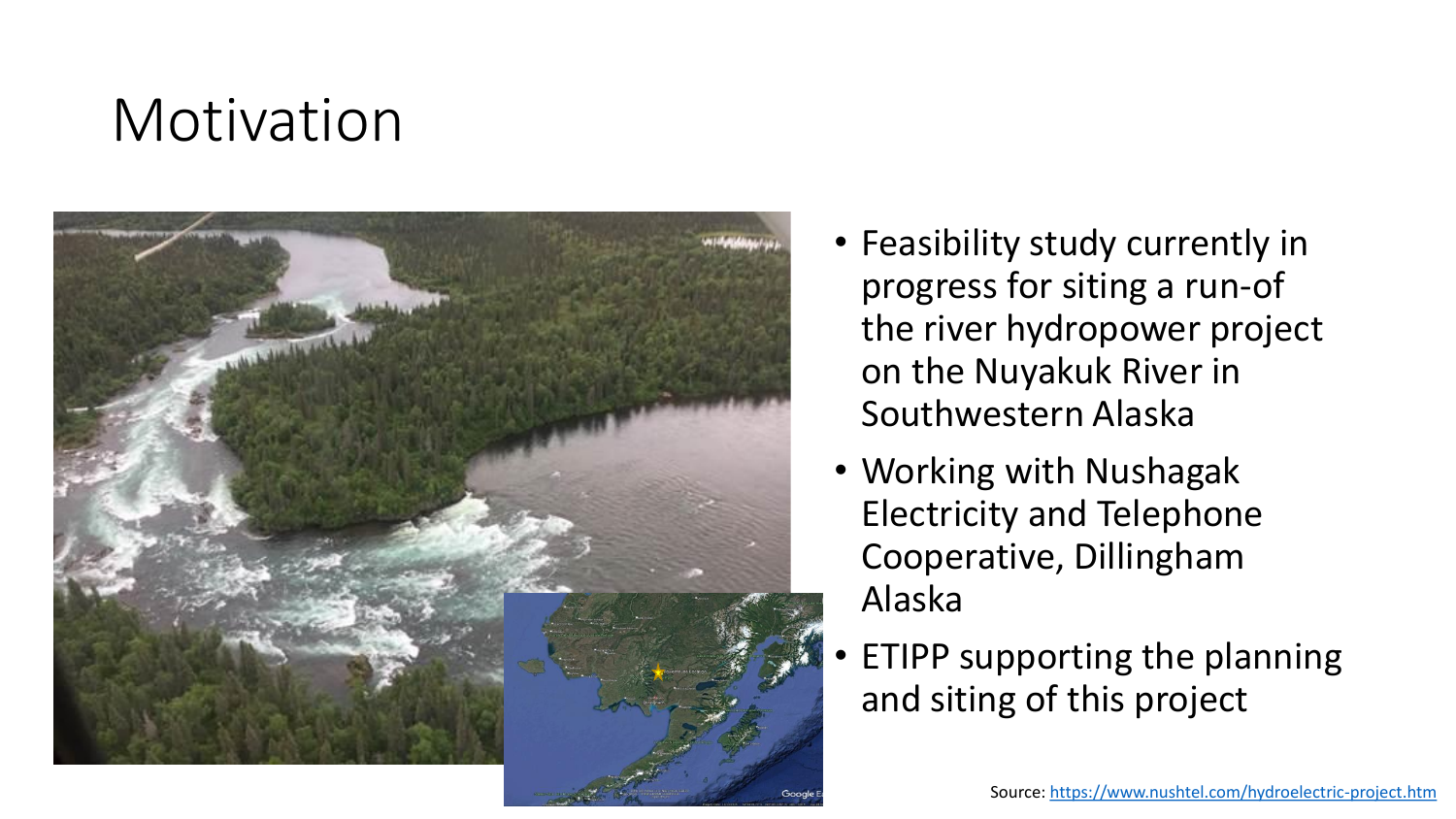# Motivation

- Feasibility study currently in progress for siting a run-of the river hydropower project on the Nuyakuk River in Southwestern Alaska
- Working with Nushagak Electricity and Telephone Cooperative, Dillingham Alaska
- ETIPP supporting the planning and siting of this project

Source: https://www.nushtel.com/hydroelectric-project.htm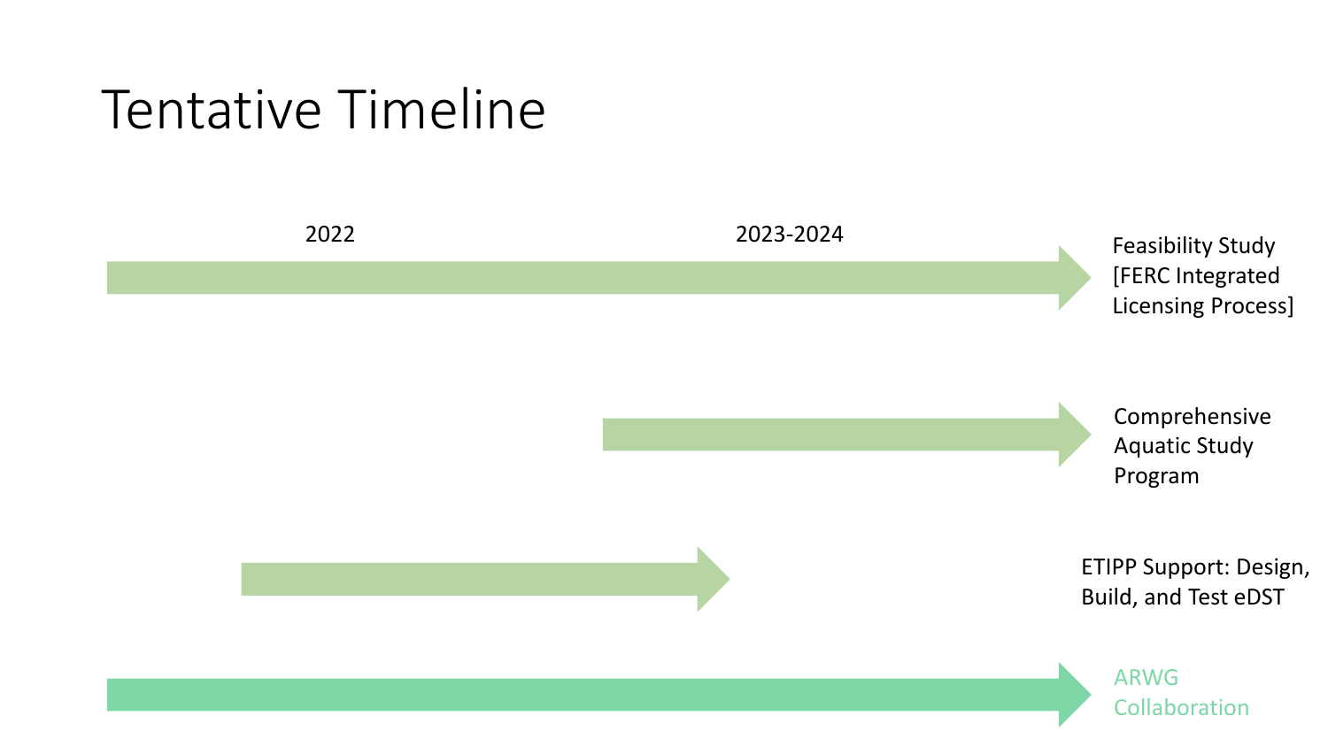# Tentative Timeline

2022

2023-2024

Feasibility Study [FERC Integrated Licensing Process]

Comprehensive Aquatic Study Program

ETIPP Support: Design, Build, and Test eDST

ARWG Collaboration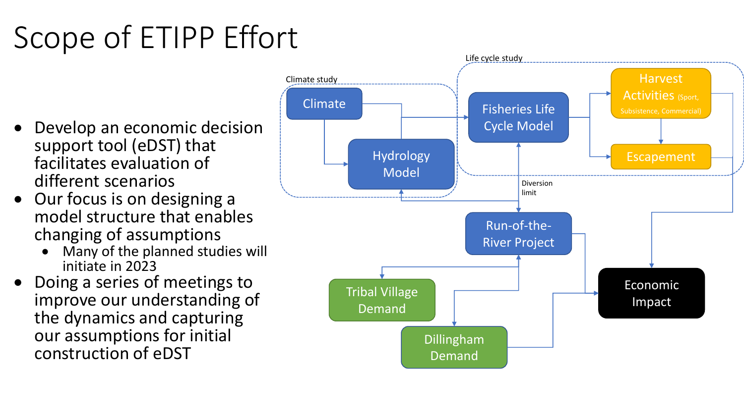# Scope of ETIPP Effort

- Develop an economic decision support tool (eDST) that facilitates evaluation of different scenarios
- Our focus is on designing a model structure that enables changing of assumptions
  - Many of the planned studies will initiate in 2023
- Doing a series of meetings to improve our understanding of the dynamics and capturing our assumptions for initial construction of eDST

Climate study

Climate

Hydrology Model

Life cycle study

Fisheries Life Cycle Model

Harvest Activities (Sport, Subsistence, Commercial)

Escapement

Diversion limit

Run-of-the-River Project

Tribal Village Demand

Dillingham Demand

Economic Impact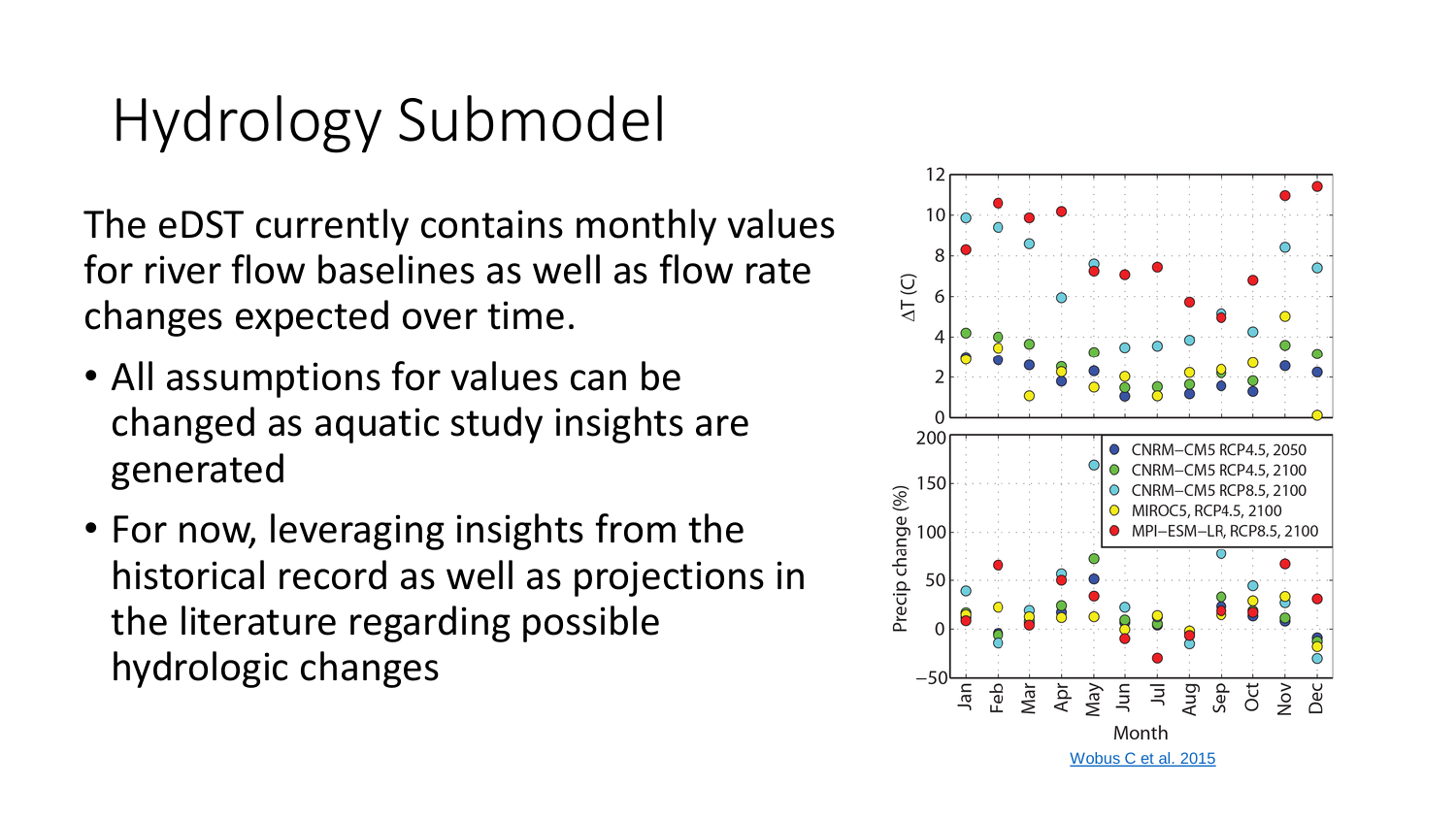# Hydrology Submodel

The eDST currently contains monthly values for river flow baselines as well as flow rate changes expected over time.

- All assumptions for values can be changed as aquatic study insights are generated
- For now, leveraging insights from the historical record as well as projections in the literature regarding possible hydrologic changes

Wobus C et al. 2015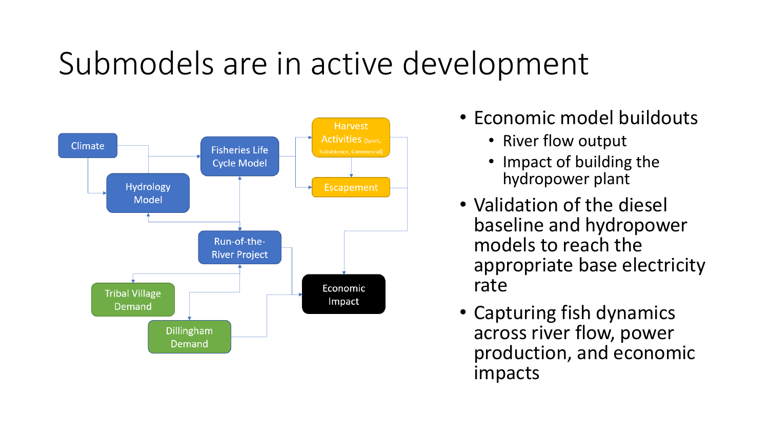# Submodels are in active development

Climate

Hydrology Model

Fisheries Life Cycle Model

Harvest Activities (Sport, Subsistence, Commercial)

Escapement

Run-of-the-River Project

Tribal Village Demand

Dillingham Demand

Economic Impact

- Economic model buildouts
  - River flow output
  - Impact of building the hydropower plant
- Validation of the diesel baseline and hydropower models to reach the appropriate base electricity rate
- Capturing fish dynamics across river flow, power production, and economic impacts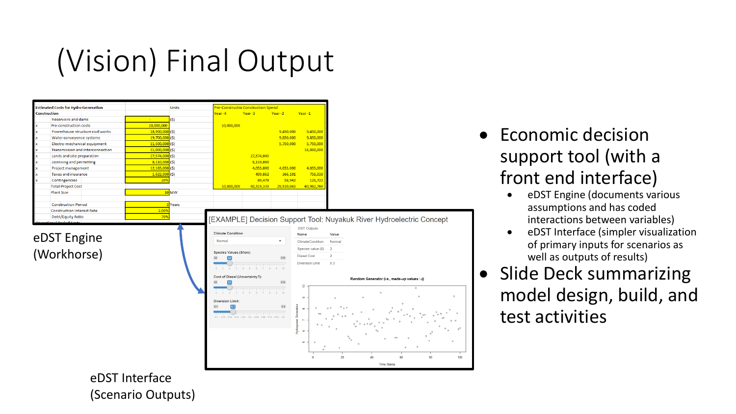# (Vision) Final Output

| Estimated Costs for Hydro Generation | | | Units | Pre-Constructio Construction Spend | | | |
|---|---|---|---|---|---|---|---|
| Construction | | | | Year -4 | Year -3 | Year -2 | Year -1 |
| | Reservoirs and dams | - | ($) | | | | |
| x | Pre-construction costs | 10,000,000 | ($) | 10,000,000 | | | |
| x | Powerhouse structure civil works | 18,900,000 | ($) | | | 9,450,000 | 9,450,000 |
| x | Water conveyence systems | 19,700,000 | ($) | | | 9,850,000 | 9,850,000 |
| x | Electro-mechanical equipment | 11,500,000 | ($) | | | 5,750,000 | 5,750,000 |
| x | Transmission and interconnection | 31,000,000 | ($) | | | | 31,000,000 |
| x | Lands and site preparation | 27,574,000 | ($) | | 27,574,000 | | |
| x | Licensing and permitting | 8,110,000 | ($) | | 8,110,000 | | |
| x | Project management | 12,165,000 | ($) | | 4,055,000 | 4,055,000 | 4,055,000 |
| x | Taxes and insurance | 1,622,000 | ($) | | 499,862 | 366,101 | 756,038 |
| x | Contingencies | 20% | | | 80,478 | 58,942 | 121,722 |
| | Total Project Cost | | | 10,000,000 | 40,319,339 | 29,530,043 | 60,982,760 |
| | Plant Size | 10 | MW | | | | |
| | Construction Period | 3 | Years | | | | |
| | Construction Interest Rate | 2.00% | | | | | |
| | Debt/Equity Ratio | 70% | | | | | |

eDST Engine (Workhorse)

[EXAMPLE] Decision Support Tool: Nuyakuk River Hydroelectric Concept

Climate Condition: Normal

Species Values ($/ton): 2

Cost of Diesel (Uncertainty?): 2

Diversion Limit: 0.3

DST Outputs

| Name | Value |
|---|---|
| ClimateCondition | Normal |
| Species value ($) | 2 |
| Diesel Cost | 2 |
| Diversion Limit | 0.3 |

Random Generator (i.e., made-up values :-))

Hydropower Generation

Time Stamp

eDST Interface (Scenario Outputs)

- Economic decision support tool (with a front end interface)
  - eDST Engine (documents various assumptions and has coded interactions between variables)
  - eDST Interface (simpler visualization of primary inputs for scenarios as well as outputs of results)
- Slide Deck summarizing model design, build, and test activities